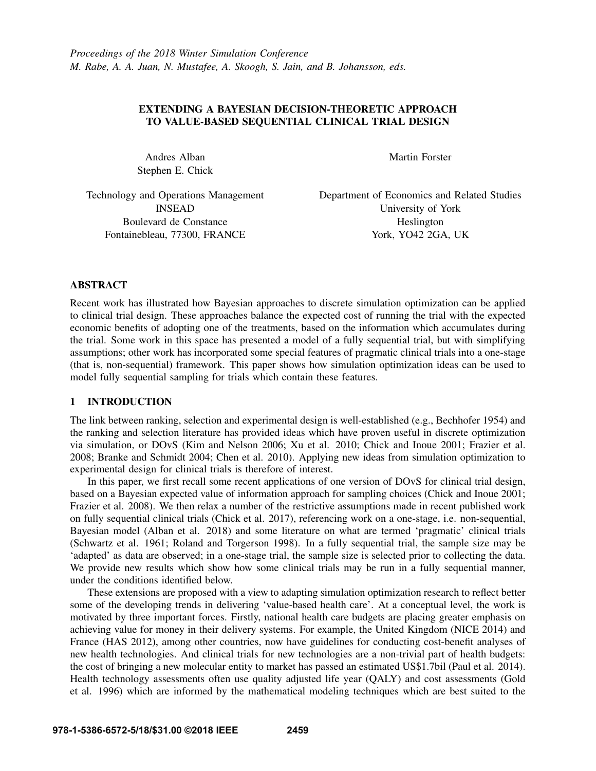# EXTENDING A BAYESIAN DECISION-THEORETIC APPROACH TO VALUE-BASED SEQUENTIAL CLINICAL TRIAL DESIGN

Andres Alban
Stephen E. Chick

Technology and Operations Management
INSEAD
Boulevard de Constance
Fontainebleau, 77300, FRANCE

Martin Forster

Department of Economics and Related Studies
University of York
Heslington
York, YO42 2GA, UK

## ABSTRACT

Recent work has illustrated how Bayesian approaches to discrete simulation optimization can be applied to clinical trial design. These approaches balance the expected cost of running the trial with the expected economic benefits of adopting one of the treatments, based on the information which accumulates during the trial. Some work in this space has presented a model of a fully sequential trial, but with simplifying assumptions; other work has incorporated some special features of pragmatic clinical trials into a one-stage (that is, non-sequential) framework. This paper shows how simulation optimization ideas can be used to model fully sequential sampling for trials which contain these features.

## 1 INTRODUCTION

The link between ranking, selection and experimental design is well-established (e.g., Bechhofer 1954) and the ranking and selection literature has provided ideas which have proven useful in discrete optimization via simulation, or DOvS (Kim and Nelson 2006; Xu et al. 2010; Chick and Inoue 2001; Frazier et al. 2008; Branke and Schmidt 2004; Chen et al. 2010). Applying new ideas from simulation optimization to experimental design for clinical trials is therefore of interest.

In this paper, we first recall some recent applications of one version of DOvS for clinical trial design, based on a Bayesian expected value of information approach for sampling choices (Chick and Inoue 2001; Frazier et al. 2008). We then relax a number of the restrictive assumptions made in recent published work on fully sequential clinical trials (Chick et al. 2017), referencing work on a one-stage, i.e. non-sequential, Bayesian model (Alban et al. 2018) and some literature on what are termed 'pragmatic' clinical trials (Schwartz et al. 1961; Roland and Torgerson 1998). In a fully sequential trial, the sample size may be 'adapted' as data are observed; in a one-stage trial, the sample size is selected prior to collecting the data. We provide new results which show how some clinical trials may be run in a fully sequential manner, under the conditions identified below.

These extensions are proposed with a view to adapting simulation optimization research to reflect better some of the developing trends in delivering 'value-based health care'. At a conceptual level, the work is motivated by three important forces. Firstly, national health care budgets are placing greater emphasis on achieving value for money in their delivery systems. For example, the United Kingdom (NICE 2014) and France (HAS 2012), among other countries, now have guidelines for conducting cost-benefit analyses of new health technologies. And clinical trials for new technologies are a non-trivial part of health budgets: the cost of bringing a new molecular entity to market has passed an estimated US$1.7bil (Paul et al. 2014). Health technology assessments often use quality adjusted life year (QALY) and cost assessments (Gold et al. 1996) which are informed by the mathematical modeling techniques which are best suited to the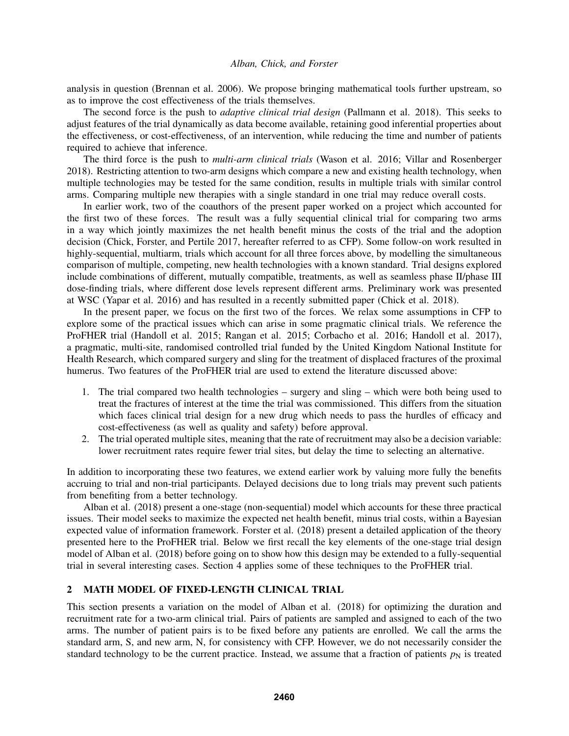analysis in question (Brennan et al. 2006). We propose bringing mathematical tools further upstream, so as to improve the cost effectiveness of the trials themselves.

The second force is the push to *adaptive clinical trial design* (Pallmann et al. 2018). This seeks to adjust features of the trial dynamically as data become available, retaining good inferential properties about the effectiveness, or cost-effectiveness, of an intervention, while reducing the time and number of patients required to achieve that inference.

The third force is the push to *multi-arm clinical trials* (Wason et al. 2016; Villar and Rosenberger 2018). Restricting attention to two-arm designs which compare a new and existing health technology, when multiple technologies may be tested for the same condition, results in multiple trials with similar control arms. Comparing multiple new therapies with a single standard in one trial may reduce overall costs.

In earlier work, two of the coauthors of the present paper worked on a project which accounted for the first two of these forces. The result was a fully sequential clinical trial for comparing two arms in a way which jointly maximizes the net health benefit minus the costs of the trial and the adoption decision (Chick, Forster, and Pertile 2017, hereafter referred to as CFP). Some follow-on work resulted in highly-sequential, multiarm, trials which account for all three forces above, by modelling the simultaneous comparison of multiple, competing, new health technologies with a known standard. Trial designs explored include combinations of different, mutually compatible, treatments, as well as seamless phase II/phase III dose-finding trials, where different dose levels represent different arms. Preliminary work was presented at WSC (Yapar et al. 2016) and has resulted in a recently submitted paper (Chick et al. 2018).

In the present paper, we focus on the first two of the forces. We relax some assumptions in CFP to explore some of the practical issues which can arise in some pragmatic clinical trials. We reference the ProFHER trial (Handoll et al. 2015; Rangan et al. 2015; Corbacho et al. 2016; Handoll et al. 2017), a pragmatic, multi-site, randomised controlled trial funded by the United Kingdom National Institute for Health Research, which compared surgery and sling for the treatment of displaced fractures of the proximal humerus. Two features of the ProFHER trial are used to extend the literature discussed above:

1. The trial compared two health technologies – surgery and sling – which were both being used to treat the fractures of interest at the time the trial was commissioned. This differs from the situation which faces clinical trial design for a new drug which needs to pass the hurdles of efficacy and cost-effectiveness (as well as quality and safety) before approval.
2. The trial operated multiple sites, meaning that the rate of recruitment may also be a decision variable: lower recruitment rates require fewer trial sites, but delay the time to selecting an alternative.

In addition to incorporating these two features, we extend earlier work by valuing more fully the benefits accruing to trial and non-trial participants. Delayed decisions due to long trials may prevent such patients from benefiting from a better technology.

Alban et al. (2018) present a one-stage (non-sequential) model which accounts for these three practical issues. Their model seeks to maximize the expected net health benefit, minus trial costs, within a Bayesian expected value of information framework. Forster et al. (2018) present a detailed application of the theory presented here to the ProFHER trial. Below we first recall the key elements of the one-stage trial design model of Alban et al. (2018) before going on to show how this design may be extended to a fully-sequential trial in several interesting cases. Section 4 applies some of these techniques to the ProFHER trial.

## 2 MATH MODEL OF FIXED-LENGTH CLINICAL TRIAL

This section presents a variation on the model of Alban et al. (2018) for optimizing the duration and recruitment rate for a two-arm clinical trial. Pairs of patients are sampled and assigned to each of the two arms. The number of patient pairs is to be fixed before any patients are enrolled. We call the arms the standard arm, S, and new arm, N, for consistency with CFP. However, we do not necessarily consider the standard technology to be the current practice. Instead, we assume that a fraction of patients $p_{\mathrm{N}}$ is treated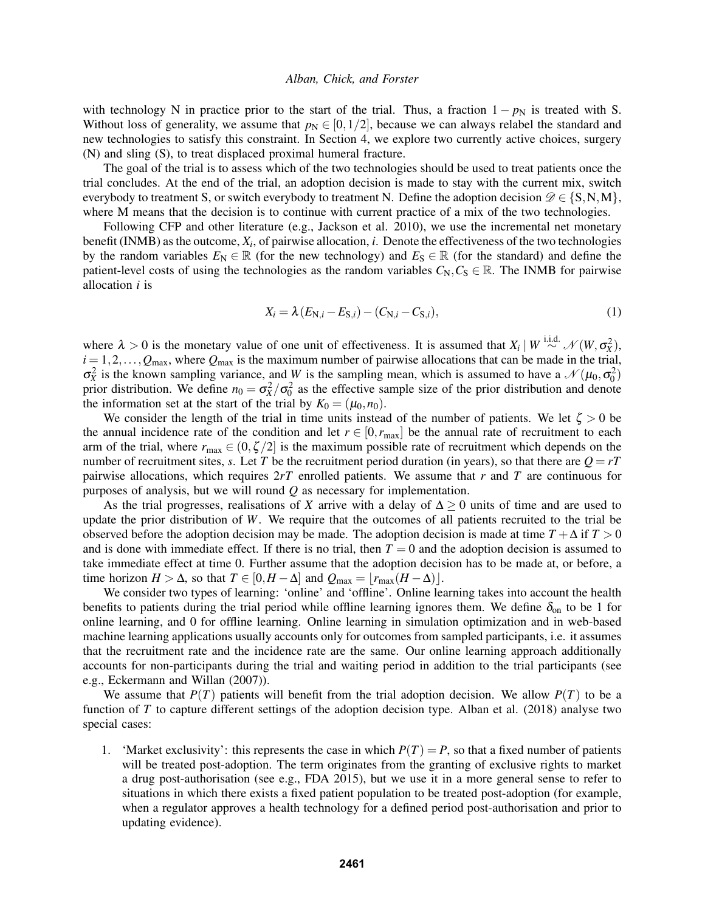with technology N in practice prior to the start of the trial. Thus, a fraction $1 - p_{\mathrm{N}}$ is treated with S. Without loss of generality, we assume that $p_{\mathrm{N}} \in [0, 1/2]$, because we can always relabel the standard and new technologies to satisfy this constraint. In Section 4, we explore two currently active choices, surgery (N) and sling (S), to treat displaced proximal humeral fracture.

The goal of the trial is to assess which of the two technologies should be used to treat patients once the trial concludes. At the end of the trial, an adoption decision is made to stay with the current mix, switch everybody to treatment S, or switch everybody to treatment N. Define the adoption decision $\mathscr{D} \in \{\mathrm{S}, \mathrm{N}, \mathrm{M}\}$, where M means that the decision is to continue with current practice of a mix of the two technologies.

Following CFP and other literature (e.g., Jackson et al. 2010), we use the incremental net monetary benefit (INMB) as the outcome, $X_i$, of pairwise allocation, $i$. Denote the effectiveness of the two technologies by the random variables $E_{\mathrm{N}} \in \mathbb{R}$ (for the new technology) and $E_{\mathrm{S}} \in \mathbb{R}$ (for the standard) and define the patient-level costs of using the technologies as the random variables $C_{\mathrm{N}}, C_{\mathrm{S}} \in \mathbb{R}$. The INMB for pairwise allocation $i$ is

$$X_i = \lambda (E_{\mathrm{N},i} - E_{\mathrm{S},i}) - (C_{\mathrm{N},i} - C_{\mathrm{S},i}), \tag{1}$$

where $\lambda > 0$ is the monetary value of one unit of effectiveness. It is assumed that $X_i \mid W \overset{\text{i.i.d.}}{\sim} \mathscr{N}(W, \sigma_X^2)$, $i = 1, 2, \ldots, Q_{\max}$, where $Q_{\max}$ is the maximum number of pairwise allocations that can be made in the trial, $\sigma_X^2$ is the known sampling variance, and $W$ is the sampling mean, which is assumed to have a $\mathscr{N}(\mu_0, \sigma_0^2)$ prior distribution. We define $n_0 = \sigma_X^2 / \sigma_0^2$ as the effective sample size of the prior distribution and denote the information set at the start of the trial by $K_0 = (\mu_0, n_0)$.

We consider the length of the trial in time units instead of the number of patients. We let $\zeta > 0$ be the annual incidence rate of the condition and let $r \in [0, r_{\max}]$ be the annual rate of recruitment to each arm of the trial, where $r_{\max} \in (0, \zeta/2]$ is the maximum possible rate of recruitment which depends on the number of recruitment sites, $s$. Let $T$ be the recruitment period duration (in years), so that there are $Q = rT$ pairwise allocations, which requires $2rT$ enrolled patients. We assume that $r$ and $T$ are continuous for purposes of analysis, but we will round $Q$ as necessary for implementation.

As the trial progresses, realisations of $X$ arrive with a delay of $\Delta \geq 0$ units of time and are used to update the prior distribution of $W$. We require that the outcomes of all patients recruited to the trial be observed before the adoption decision may be made. The adoption decision is made at time $T + \Delta$ if $T > 0$ and is done with immediate effect. If there is no trial, then $T = 0$ and the adoption decision is assumed to take immediate effect at time 0. Further assume that the adoption decision has to be made at, or before, a time horizon $H > \Delta$, so that $T \in [0, H - \Delta]$ and $Q_{\max} = \lfloor r_{\max}(H - \Delta) \rfloor$.

We consider two types of learning: 'online' and 'offline'. Online learning takes into account the health benefits to patients during the trial period while offline learning ignores them. We define $\delta_{\mathrm{on}}$ to be 1 for online learning, and 0 for offline learning. Online learning in simulation optimization and in web-based machine learning applications usually accounts only for outcomes from sampled participants, i.e. it assumes that the recruitment rate and the incidence rate are the same. Our online learning approach additionally accounts for non-participants during the trial and waiting period in addition to the trial participants (see e.g., Eckermann and Willan (2007)).

We assume that $P(T)$ patients will benefit from the trial adoption decision. We allow $P(T)$ to be a function of $T$ to capture different settings of the adoption decision type. Alban et al. (2018) analyse two special cases:

1. 'Market exclusivity': this represents the case in which $P(T) = P$, so that a fixed number of patients will be treated post-adoption. The term originates from the granting of exclusive rights to market a drug post-authorisation (see e.g., FDA 2015), but we use it in a more general sense to refer to situations in which there exists a fixed patient population to be treated post-adoption (for example, when a regulator approves a health technology for a defined period post-authorisation and prior to updating evidence).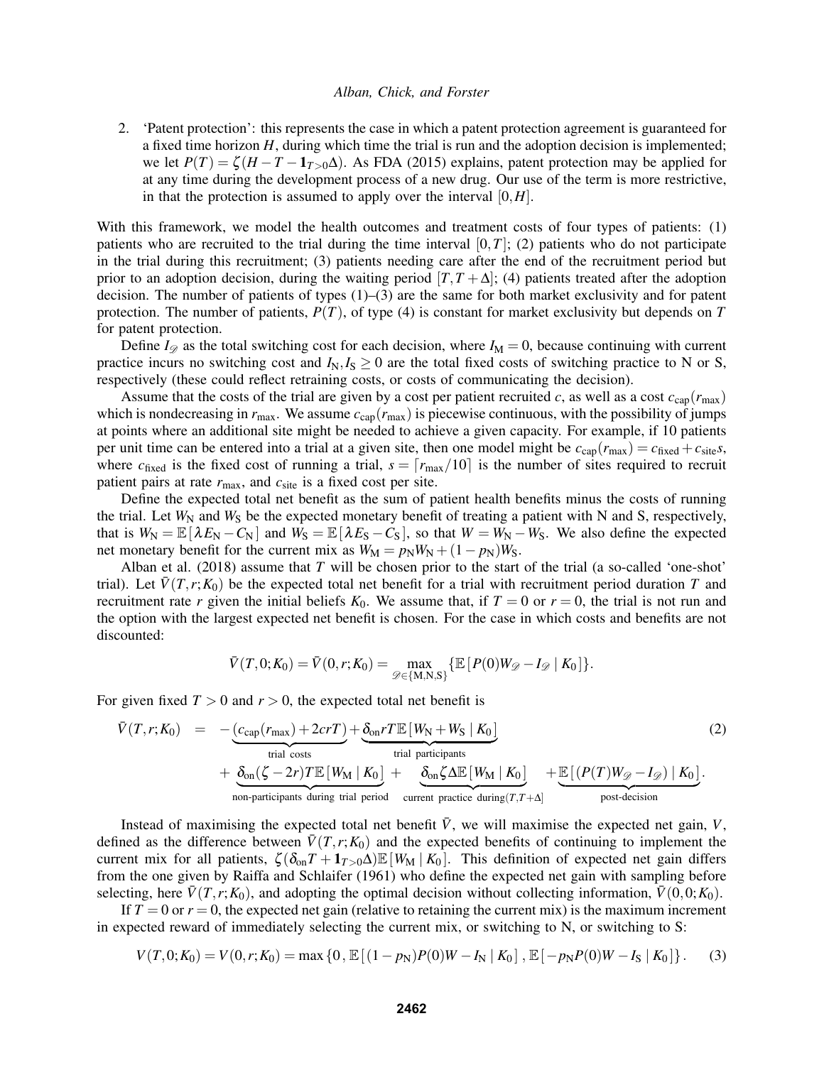2. 'Patent protection': this represents the case in which a patent protection agreement is guaranteed for a fixed time horizon $H$, during which time the trial is run and the adoption decision is implemented; we let $P(T) = \zeta(H - T - \mathbf{1}_{T>0}\Delta)$. As FDA (2015) explains, patent protection may be applied for at any time during the development process of a new drug. Our use of the term is more restrictive, in that the protection is assumed to apply over the interval $[0,H]$.

With this framework, we model the health outcomes and treatment costs of four types of patients: (1) patients who are recruited to the trial during the time interval $[0,T]$; (2) patients who do not participate in the trial during this recruitment; (3) patients needing care after the end of the recruitment period but prior to an adoption decision, during the waiting period $[T, T+\Delta]$; (4) patients treated after the adoption decision. The number of patients of types (1)–(3) are the same for both market exclusivity and for patent protection. The number of patients, $P(T)$, of type (4) is constant for market exclusivity but depends on $T$ for patent protection.

Define $I_{\mathscr{D}}$ as the total switching cost for each decision, where $I_{\mathrm{M}} = 0$, because continuing with current practice incurs no switching cost and $I_{\mathrm{N}}, I_{\mathrm{S}} \geq 0$ are the total fixed costs of switching practice to N or S, respectively (these could reflect retraining costs, or costs of communicating the decision).

Assume that the costs of the trial are given by a cost per patient recruited $c$, as well as a cost $c_{\mathrm{cap}}(r_{\max})$ which is nondecreasing in $r_{\max}$. We assume $c_{\mathrm{cap}}(r_{\max})$ is piecewise continuous, with the possibility of jumps at points where an additional site might be needed to achieve a given capacity. For example, if 10 patients per unit time can be entered into a trial at a given site, then one model might be $c_{\mathrm{cap}}(r_{\max}) = c_{\mathrm{fixed}} + c_{\mathrm{site}}s$, where $c_{\mathrm{fixed}}$ is the fixed cost of running a trial, $s = \lceil r_{\max}/10 \rceil$ is the number of sites required to recruit patient pairs at rate $r_{\max}$, and $c_{\mathrm{site}}$ is a fixed cost per site.

Define the expected total net benefit as the sum of patient health benefits minus the costs of running the trial. Let $W_{\mathrm{N}}$ and $W_{\mathrm{S}}$ be the expected monetary benefit of treating a patient with N and S, respectively, that is $W_{\mathrm{N}} = \mathbb{E}[\lambda E_{\mathrm{N}} - C_{\mathrm{N}}]$ and $W_{\mathrm{S}} = \mathbb{E}[\lambda E_{\mathrm{S}} - C_{\mathrm{S}}]$, so that $W = W_{\mathrm{N}} - W_{\mathrm{S}}$. We also define the expected net monetary benefit for the current mix as $W_{\mathrm{M}} = p_{\mathrm{N}} W_{\mathrm{N}} + (1-p_{\mathrm{N}}) W_{\mathrm{S}}$.

Alban et al. (2018) assume that $T$ will be chosen prior to the start of the trial (a so-called 'one-shot' trial). Let $\bar{V}(T, r; K_0)$ be the expected total net benefit for a trial with recruitment period duration $T$ and recruitment rate $r$ given the initial beliefs $K_0$. We assume that, if $T = 0$ or $r = 0$, the trial is not run and the option with the largest expected net benefit is chosen. For the case in which costs and benefits are not discounted:

$$\bar{V}(T,0;K_0) = \bar{V}(0,r;K_0) = \max_{\mathscr{D} \in \{\mathrm{M},\mathrm{N},\mathrm{S}\}} \{\mathbb{E}[P(0) W_{\mathscr{D}} - I_{\mathscr{D}} \mid K_0]\}.$$

For given fixed $T > 0$ and $r > 0$, the expected total net benefit is

$$\begin{aligned}
\bar{V}(T,r;K_0) \quad = \quad & -\underbrace{(c_{\mathrm{cap}}(r_{\max}) + 2crT)}_{\text{trial costs}} + \underbrace{\delta_{\mathrm{on}} rT \, \mathbb{E}[W_{\mathrm{N}} + W_{\mathrm{S}} \mid K_0]}_{\text{trial participants}} \\
& + \underbrace{\delta_{\mathrm{on}}(\zeta - 2r)T \, \mathbb{E}[W_{\mathrm{M}} \mid K_0]}_{\text{non-participants during trial period}} + \underbrace{\delta_{\mathrm{on}} \zeta \Delta \, \mathbb{E}[W_{\mathrm{M}} \mid K_0]}_{\text{current practice during}(T,T+\Delta]} + \underbrace{\mathbb{E}[(P(T) W_{\mathscr{D}} - I_{\mathscr{D}}) \mid K_0]}_{\text{post-decision}}.
\end{aligned} \tag{2}$$

Instead of maximising the expected total net benefit $\bar{V}$, we will maximise the expected net gain, $V$, defined as the difference between $\bar{V}(T,r;K_0)$ and the expected benefits of continuing to implement the current mix for all patients, $\zeta(\delta_{\mathrm{on}} T + \mathbf{1}_{T>0}\Delta)\mathbb{E}[W_{\mathrm{M}} \mid K_0]$. This definition of expected net gain differs from the one given by Raiffa and Schlaifer (1961) who define the expected net gain with sampling before selecting, here $\bar{V}(T,r;K_0)$, and adopting the optimal decision without collecting information, $\bar{V}(0,0;K_0)$.

If $T = 0$ or $r = 0$, the expected net gain (relative to retaining the current mix) is the maximum increment in expected reward of immediately selecting the current mix, or switching to N, or switching to S:

$$V(T,0;K_0) = V(0,r;K_0) = \max\{0, \mathbb{E}[(1-p_{\mathrm{N}})P(0)W - I_{\mathrm{N}} \mid K_0], \mathbb{E}[-p_{\mathrm{N}} P(0) W - I_{\mathrm{S}} \mid K_0]\}. \tag{3}$$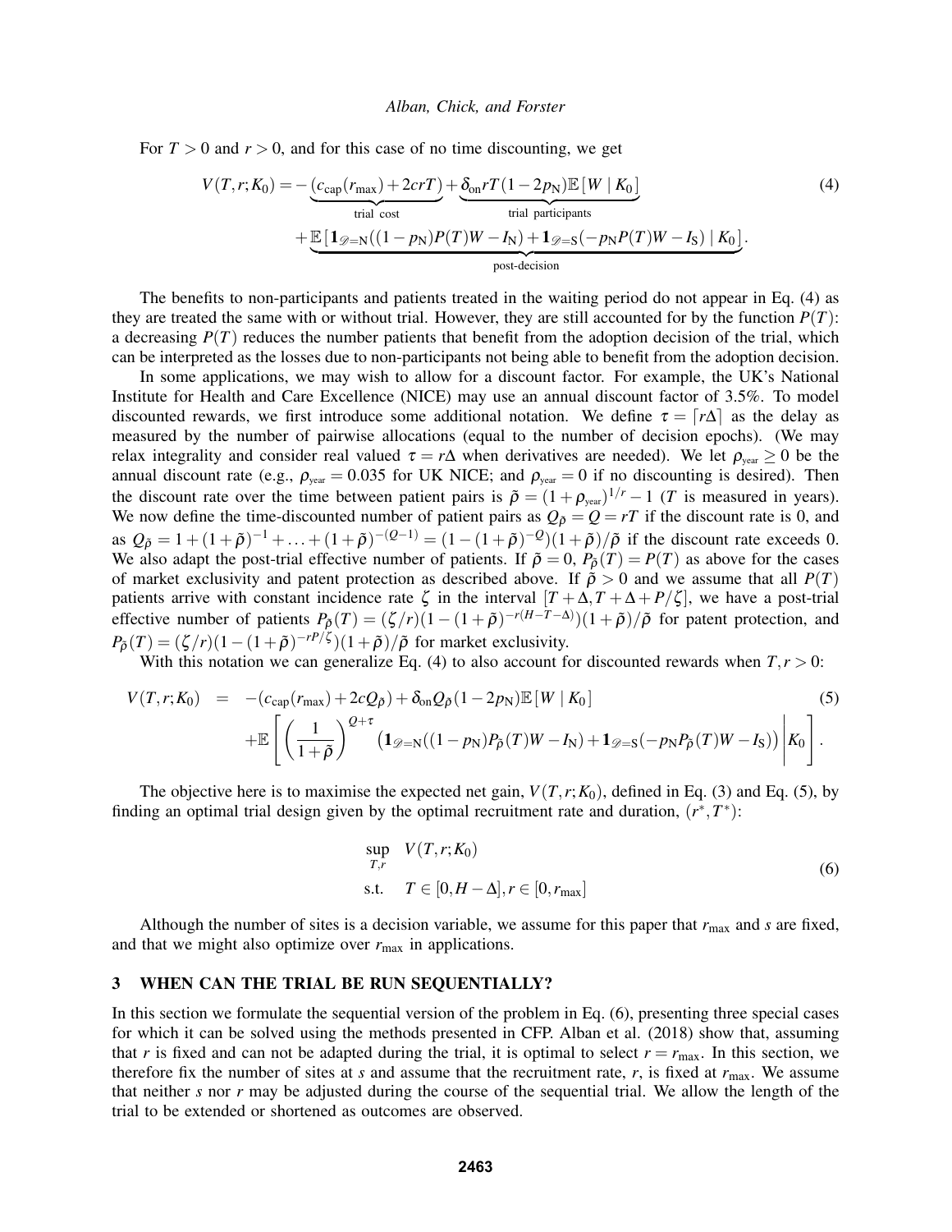For $T > 0$ and $r > 0$, and for this case of no time discounting, we get

$$
\begin{aligned}
V(T,r;K_0) = &-\underbrace{(c_{\text{cap}}(r_{\max}) + 2crT)}_{\text{trial cost}} + \underbrace{\delta_{\text{on}} rT(1-2p_{\text{N}})\mathbb{E}[W \mid K_0]}_{\text{trial participants}} \\
&+ \underbrace{\mathbb{E}[\mathbf{1}_{\mathscr{D}=\text{N}}((1-p_{\text{N}})P(T)W - I_{\text{N}}) + \mathbf{1}_{\mathscr{D}=\text{S}}(-p_{\text{N}}P(T)W - I_{\text{S}}) \mid K_0]}_{\text{post-decision}}.
\end{aligned} \tag{4}
$$

The benefits to non-participants and patients treated in the waiting period do not appear in Eq. (4) as they are treated the same with or without trial. However, they are still accounted for by the function $P(T)$: a decreasing $P(T)$ reduces the number patients that benefit from the adoption decision of the trial, which can be interpreted as the losses due to non-participants not being able to benefit from the adoption decision.

In some applications, we may wish to allow for a discount factor. For example, the UK's National Institute for Health and Care Excellence (NICE) may use an annual discount factor of 3.5%. To model discounted rewards, we first introduce some additional notation. We define $\tau = \lceil r\Delta \rceil$ as the delay as measured by the number of pairwise allocations (equal to the number of decision epochs). (We may relax integrality and consider real valued $\tau = r\Delta$ when derivatives are needed). We let $\rho_{\text{year}} \geq 0$ be the annual discount rate (e.g., $\rho_{\text{year}} = 0.035$ for UK NICE; and $\rho_{\text{year}} = 0$ if no discounting is desired). Then the discount rate over the time between patient pairs is $\tilde{\rho} = (1+\rho_{\text{year}})^{1/r} - 1$ ($T$ is measured in years). We now define the time-discounted number of patient pairs as $Q_{\tilde{\rho}} = Q = rT$ if the discount rate is 0, and as $Q_{\tilde{\rho}} = 1 + (1+\tilde{\rho})^{-1} + \ldots + (1+\tilde{\rho})^{-(Q-1)} = (1-(1+\tilde{\rho})^{-Q})(1+\tilde{\rho})/\tilde{\rho}$ if the discount rate exceeds 0. We also adapt the post-trial effective number of patients. If $\tilde{\rho} = 0$, $P_{\tilde{\rho}}(T) = P(T)$ as above for the cases of market exclusivity and patent protection as described above. If $\tilde{\rho} > 0$ and we assume that all $P(T)$ patients arrive with constant incidence rate $\zeta$ in the interval $[T+\Delta, T+\Delta+P/\zeta]$, we have a post-trial effective number of patients $P_{\tilde{\rho}}(T) = (\zeta/r)(1-(1+\tilde{\rho})^{-r(H-T-\Delta)})(1+\tilde{\rho})/\tilde{\rho}$ for patent protection, and $P_{\tilde{\rho}}(T) = (\zeta/r)(1-(1+\tilde{\rho})^{-rP/\zeta})(1+\tilde{\rho})/\tilde{\rho}$ for market exclusivity.

With this notation we can generalize Eq. (4) to also account for discounted rewards when $T, r > 0$:

$$
\begin{aligned}
V(T,r;K_0) \quad = \quad &-(c_{\text{cap}}(r_{\max}) + 2cQ_{\tilde{\rho}}) + \delta_{\text{on}} Q_{\tilde{\rho}}(1-2p_{\text{N}})\mathbb{E}[W \mid K_0] \\
&+ \mathbb{E}\left[\left(\frac{1}{1+\tilde{\rho}}\right)^{Q+\tau} \left(\mathbf{1}_{\mathscr{D}=\text{N}}((1-p_{\text{N}})P_{\tilde{\rho}}(T)W - I_{\text{N}}) + \mathbf{1}_{\mathscr{D}=\text{S}}(-p_{\text{N}}P_{\tilde{\rho}}(T)W - I_{\text{S}})\right) \middle| K_0\right].
\end{aligned} \tag{5}
$$

The objective here is to maximise the expected net gain, $V(T,r;K_0)$, defined in Eq. (3) and Eq. (5), by finding an optimal trial design given by the optimal recruitment rate and duration, $(r^*, T^*)$:

$$
\begin{aligned}
&\sup_{T,r} \quad V(T,r;K_0) \\
&\text{s.t.} \quad T \in [0, H-\Delta], r \in [0, r_{\max}]
\end{aligned} \tag{6}
$$

Although the number of sites is a decision variable, we assume for this paper that $r_{\max}$ and $s$ are fixed, and that we might also optimize over $r_{\max}$ in applications.

## 3 WHEN CAN THE TRIAL BE RUN SEQUENTIALLY?

In this section we formulate the sequential version of the problem in Eq. (6), presenting three special cases for which it can be solved using the methods presented in CFP. Alban et al. (2018) show that, assuming that $r$ is fixed and can not be adapted during the trial, it is optimal to select $r = r_{\max}$. In this section, we therefore fix the number of sites at $s$ and assume that the recruitment rate, $r$, is fixed at $r_{\max}$. We assume that neither $s$ nor $r$ may be adjusted during the course of the sequential trial. We allow the length of the trial to be extended or shortened as outcomes are observed.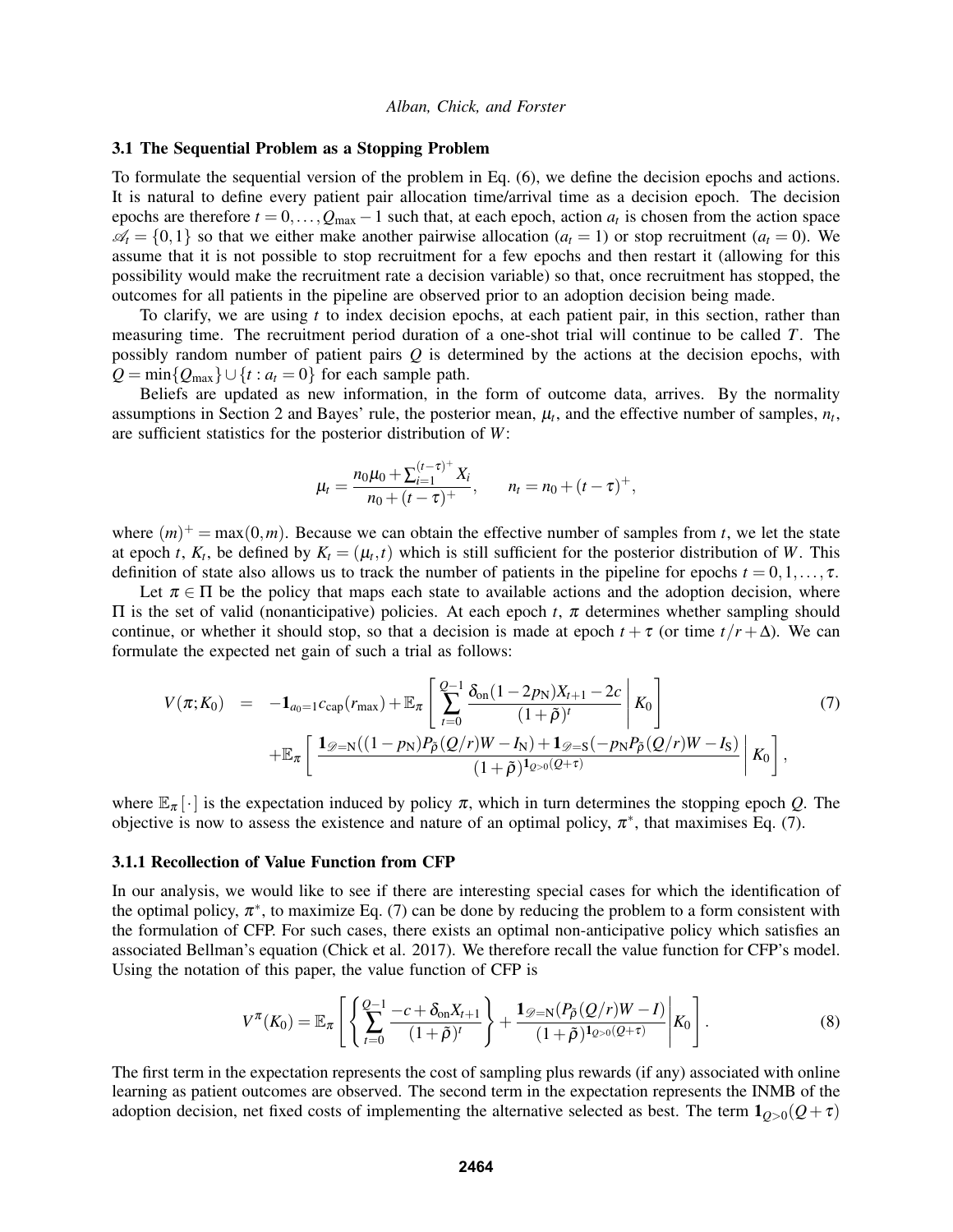### 3.1 The Sequential Problem as a Stopping Problem

To formulate the sequential version of the problem in Eq. (6), we define the decision epochs and actions. It is natural to define every patient pair allocation time/arrival time as a decision epoch. The decision epochs are therefore $t = 0, \ldots, Q_{\max} - 1$ such that, at each epoch, action $a_t$ is chosen from the action space $\mathscr{A}_t = \{0, 1\}$ so that we either make another pairwise allocation ($a_t = 1$) or stop recruitment ($a_t = 0$). We assume that it is not possible to stop recruitment for a few epochs and then restart it (allowing for this possibility would make the recruitment rate a decision variable) so that, once recruitment has stopped, the outcomes for all patients in the pipeline are observed prior to an adoption decision being made.

To clarify, we are using $t$ to index decision epochs, at each patient pair, in this section, rather than measuring time. The recruitment period duration of a one-shot trial will continue to be called $T$. The possibly random number of patient pairs $Q$ is determined by the actions at the decision epochs, with $Q = \min\{Q_{\max}\} \cup \{t : a_t = 0\}$ for each sample path.

Beliefs are updated as new information, in the form of outcome data, arrives. By the normality assumptions in Section 2 and Bayes' rule, the posterior mean, $\mu_t$, and the effective number of samples, $n_t$, are sufficient statistics for the posterior distribution of $W$:

$$\mu_t = \frac{n_0 \mu_0 + \sum_{i=1}^{(t-\tau)^+} X_i}{n_0 + (t-\tau)^+}, \qquad n_t = n_0 + (t-\tau)^+,$$

where $(m)^+ = \max(0, m)$. Because we can obtain the effective number of samples from $t$, we let the state at epoch $t$, $K_t$, be defined by $K_t = (\mu_t, t)$ which is still sufficient for the posterior distribution of $W$. This definition of state also allows us to track the number of patients in the pipeline for epochs $t = 0, 1, \ldots, \tau$.

Let $\pi \in \Pi$ be the policy that maps each state to available actions and the adoption decision, where $\Pi$ is the set of valid (nonanticipative) policies. At each epoch $t$, $\pi$ determines whether sampling should continue, or whether it should stop, so that a decision is made at epoch $t + \tau$ (or time $t/r + \Delta$). We can formulate the expected net gain of such a trial as follows:

$$\begin{aligned} V(\pi; K_0) \quad = \quad & -\mathbf{1}_{a_0=1} c_{\text{cap}}(r_{\max}) + \mathbb{E}_\pi \left[ \sum_{t=0}^{Q-1} \frac{\delta_{\text{on}}(1 - 2p_{\text{N}}) X_{t+1} - 2c}{(1+\tilde{\rho})^t} \middle| K_0 \right] \\ & + \mathbb{E}_\pi \left[ \frac{\mathbf{1}_{\mathscr{D}=\text{N}}((1-p_{\text{N}}) P_{\tilde{\rho}}(Q/r) W - I_{\text{N}}) + \mathbf{1}_{\mathscr{D}=\text{S}}(-p_{\text{N}} P_{\tilde{\rho}}(Q/r) W - I_{\text{S}})}{(1+\tilde{\rho})^{\mathbf{1}_{Q>0}(Q+\tau)}} \middle| K_0 \right], \end{aligned} \tag{7}$$

where $\mathbb{E}_\pi[\cdot]$ is the expectation induced by policy $\pi$, which in turn determines the stopping epoch $Q$. The objective is now to assess the existence and nature of an optimal policy, $\pi^*$, that maximises Eq. (7).

#### 3.1.1 Recollection of Value Function from CFP

In our analysis, we would like to see if there are interesting special cases for which the identification of the optimal policy, $\pi^*$, to maximize Eq. (7) can be done by reducing the problem to a form consistent with the formulation of CFP. For such cases, there exists an optimal non-anticipative policy which satisfies an associated Bellman's equation (Chick et al. 2017). We therefore recall the value function for CFP's model. Using the notation of this paper, the value function of CFP is

$$V^\pi(K_0) = \mathbb{E}_\pi \left[ \left\{ \sum_{t=0}^{Q-1} \frac{-c + \delta_{\text{on}} X_{t+1}}{(1+\tilde{\rho})^t} \right\} + \frac{\mathbf{1}_{\mathscr{D}=\text{N}}(P_{\tilde{\rho}}(Q/r) W - I)}{(1+\tilde{\rho})^{\mathbf{1}_{Q>0}(Q+\tau)}} \middle| K_0 \right]. \tag{8}$$

The first term in the expectation represents the cost of sampling plus rewards (if any) associated with online learning as patient outcomes are observed. The second term in the expectation represents the INMB of the adoption decision, net fixed costs of implementing the alternative selected as best. The term $\mathbf{1}_{Q>0}(Q+\tau)$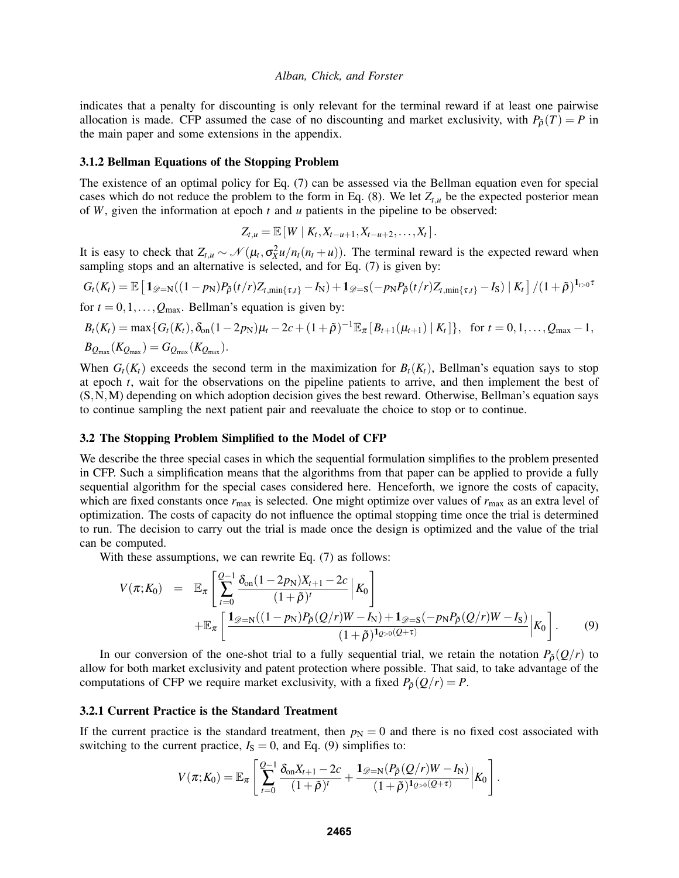indicates that a penalty for discounting is only relevant for the terminal reward if at least one pairwise allocation is made. CFP assumed the case of no discounting and market exclusivity, with $P_{\tilde{\rho}}(T) = P$ in the main paper and some extensions in the appendix.

#### 3.1.2 Bellman Equations of the Stopping Problem

The existence of an optimal policy for Eq. (7) can be assessed via the Bellman equation even for special cases which do not reduce the problem to the form in Eq. (8). We let $Z_{t,u}$ be the expected posterior mean of $W$, given the information at epoch $t$ and $u$ patients in the pipeline to be observed:

$$Z_{t,u} = \mathbb{E}\left[W \mid K_t, X_{t-u+1}, X_{t-u+2}, \ldots, X_t\right].$$

It is easy to check that $Z_{t,u} \sim \mathcal{N}(\mu_t, \sigma_X^2 u / n_t(n_t+u))$. The terminal reward is the expected reward when sampling stops and an alternative is selected, and for Eq. (7) is given by:

$$G_t(K_t) = \mathbb{E}\left[\mathbf{1}_{\mathscr{D}=\mathrm{N}}((1-p_{\mathrm{N}})P_{\tilde{\rho}}(t/r)Z_{t,\min\{\tau,t\}} - I_{\mathrm{N}}) + \mathbf{1}_{\mathscr{D}=\mathrm{S}}(-p_{\mathrm{N}}P_{\tilde{\rho}}(t/r)Z_{t,\min\{\tau,t\}} - I_{\mathrm{S}}) \mid K_t\right] / (1+\tilde{\rho})^{\mathbf{1}_{t>0}\tau}$$

for $t = 0, 1, \ldots, Q_{\max}$. Bellman's equation is given by:

$$B_t(K_t) = \max\{G_t(K_t), \delta_{\mathrm{on}}(1-2p_{\mathrm{N}})\mu_t - 2c + (1+\tilde{\rho})^{-1}\mathbb{E}_\pi\left[B_{t+1}(\mu_{t+1}) \mid K_t\right]\}, \quad \text{for } t = 0, 1, \ldots, Q_{\max}-1,$$

$$B_{Q_{\max}}(K_{Q_{\max}}) = G_{Q_{\max}}(K_{Q_{\max}}).$$

When $G_t(K_t)$ exceeds the second term in the maximization for $B_t(K_t)$, Bellman's equation says to stop at epoch $t$, wait for the observations on the pipeline patients to arrive, and then implement the best of $(\mathrm{S}, \mathrm{N}, \mathrm{M})$ depending on which adoption decision gives the best reward. Otherwise, Bellman's equation says to continue sampling the next patient pair and reevaluate the choice to stop or to continue.

### 3.2 The Stopping Problem Simplified to the Model of CFP

We describe the three special cases in which the sequential formulation simplifies to the problem presented in CFP. Such a simplification means that the algorithms from that paper can be applied to provide a fully sequential algorithm for the special cases considered here. Henceforth, we ignore the costs of capacity, which are fixed constants once $r_{\max}$ is selected. One might optimize over values of $r_{\max}$ as an extra level of optimization. The costs of capacity do not influence the optimal stopping time once the trial is determined to run. The decision to carry out the trial is made once the design is optimized and the value of the trial can be computed.

With these assumptions, we can rewrite Eq. (7) as follows:

$$\begin{aligned}
V(\pi; K_0) &= \mathbb{E}_\pi\left[\sum_{t=0}^{Q-1} \frac{\delta_{\mathrm{on}}(1-2p_{\mathrm{N}})X_{t+1} - 2c}{(1+\tilde{\rho})^t} \,\Big|\, K_0\right] \\
&\quad + \mathbb{E}_\pi\left[\frac{\mathbf{1}_{\mathscr{D}=\mathrm{N}}((1-p_{\mathrm{N}})P_{\tilde{\rho}}(Q/r)W - I_{\mathrm{N}}) + \mathbf{1}_{\mathscr{D}=\mathrm{S}}(-p_{\mathrm{N}}P_{\tilde{\rho}}(Q/r)W - I_{\mathrm{S}})}{(1+\tilde{\rho})^{\mathbf{1}_{Q>0}(Q+\tau)}}\Big| K_0\right]. \qquad (9)
\end{aligned}$$

In our conversion of the one-shot trial to a fully sequential trial, we retain the notation $P_{\tilde{\rho}}(Q/r)$ to allow for both market exclusivity and patent protection where possible. That said, to take advantage of the computations of CFP we require market exclusivity, with a fixed $P_{\tilde{\rho}}(Q/r) = P$.

#### 3.2.1 Current Practice is the Standard Treatment

If the current practice is the standard treatment, then $p_{\mathrm{N}} = 0$ and there is no fixed cost associated with switching to the current practice, $I_{\mathrm{S}} = 0$, and Eq. (9) simplifies to:

$$V(\pi; K_0) = \mathbb{E}_\pi\left[\sum_{t=0}^{Q-1} \frac{\delta_{\mathrm{on}} X_{t+1} - 2c}{(1+\tilde{\rho})^t} + \frac{\mathbf{1}_{\mathscr{D}=\mathrm{N}}(P_{\tilde{\rho}}(Q/r)W - I_{\mathrm{N}})}{(1+\tilde{\rho})^{\mathbf{1}_{Q>0}(Q+\tau)}}\Big| K_0\right].$$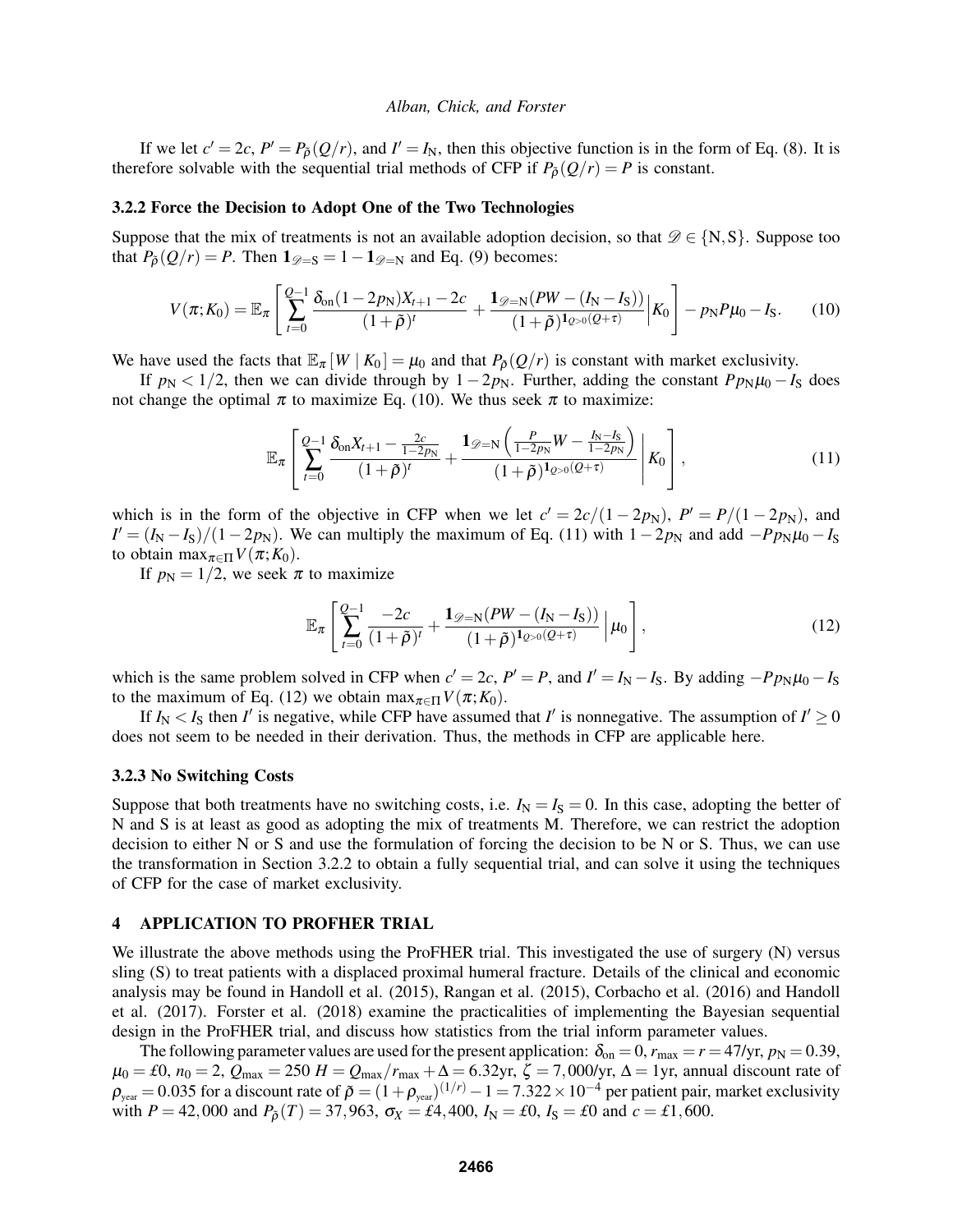If we let $c' = 2c$, $P' = P_{\tilde{\rho}}(Q/r)$, and $I' = I_{\rm N}$, then this objective function is in the form of Eq. (8). It is therefore solvable with the sequential trial methods of CFP if $P_{\tilde{\rho}}(Q/r) = P$ is constant.

### 3.2.2 Force the Decision to Adopt One of the Two Technologies

Suppose that the mix of treatments is not an available adoption decision, so that $\mathscr{D} \in \{{\rm N},{\rm S}\}$. Suppose too that $P_{\tilde{\rho}}(Q/r) = P$. Then $\mathbf{1}_{\mathscr{D}={\rm S}} = 1 - \mathbf{1}_{\mathscr{D}={\rm N}}$ and Eq. (9) becomes:

$$V(\pi;K_0) = \mathbb{E}_\pi\left[\sum_{t=0}^{Q-1}\frac{\delta_{\rm on}(1-2p_{\rm N})X_{t+1}-2c}{(1+\tilde{\rho})^t} + \frac{\mathbf{1}_{\mathscr{D}={\rm N}}(PW-(I_{\rm N}-I_{\rm S}))}{(1+\tilde{\rho})^{\mathbf{1}_{Q>0}(Q+\tau)}}\Big|K_0\right] - p_{\rm N}P\mu_0 - I_{\rm S}. \tag{10}$$

We have used the facts that $\mathbb{E}_\pi[W \mid K_0] = \mu_0$ and that $P_{\tilde{\rho}}(Q/r)$ is constant with market exclusivity.

If $p_{\rm N} < 1/2$, then we can divide through by $1-2p_{\rm N}$. Further, adding the constant $Pp_{\rm N}\mu_0 - I_{\rm S}$ does not change the optimal $\pi$ to maximize Eq. (10). We thus seek $\pi$ to maximize:

$$\mathbb{E}_\pi\left[\sum_{t=0}^{Q-1}\frac{\delta_{\rm on}X_{t+1}-\frac{2c}{1-2p_{\rm N}}}{(1+\tilde{\rho})^t} + \frac{\mathbf{1}_{\mathscr{D}={\rm N}}\left(\frac{P}{1-2p_{\rm N}}W-\frac{I_{\rm N}-I_{\rm S}}{1-2p_{\rm N}}\right)}{(1+\tilde{\rho})^{\mathbf{1}_{Q>0}(Q+\tau)}}\middle|K_0\right], \tag{11}$$

which is in the form of the objective in CFP when we let $c' = 2c/(1-2p_{\rm N})$, $P' = P/(1-2p_{\rm N})$, and $I' = (I_{\rm N}-I_{\rm S})/(1-2p_{\rm N})$. We can multiply the maximum of Eq. (11) with $1-2p_{\rm N}$ and add $-Pp_{\rm N}\mu_0 - I_{\rm S}$ to obtain $\max_{\pi\in\Pi} V(\pi;K_0)$.

If $p_{\rm N} = 1/2$, we seek $\pi$ to maximize

$$\mathbb{E}_\pi\left[\sum_{t=0}^{Q-1}\frac{-2c}{(1+\tilde{\rho})^t} + \frac{\mathbf{1}_{\mathscr{D}={\rm N}}(PW-(I_{\rm N}-I_{\rm S}))}{(1+\tilde{\rho})^{\mathbf{1}_{Q>0}(Q+\tau)}}\Big|\mu_0\right], \tag{12}$$

which is the same problem solved in CFP when $c' = 2c$, $P' = P$, and $I' = I_{\rm N} - I_{\rm S}$. By adding $-Pp_{\rm N}\mu_0 - I_{\rm S}$ to the maximum of Eq. (12) we obtain $\max_{\pi\in\Pi} V(\pi;K_0)$.

If $I_{\rm N} < I_{\rm S}$ then $I'$ is negative, while CFP have assumed that $I'$ is nonnegative. The assumption of $I' \geq 0$ does not seem to be needed in their derivation. Thus, the methods in CFP are applicable here.

### 3.2.3 No Switching Costs

Suppose that both treatments have no switching costs, i.e. $I_{\rm N} = I_{\rm S} = 0$. In this case, adopting the better of N and S is at least as good as adopting the mix of treatments M. Therefore, we can restrict the adoption decision to either N or S and use the formulation of forcing the decision to be N or S. Thus, we can use the transformation in Section 3.2.2 to obtain a fully sequential trial, and can solve it using the techniques of CFP for the case of market exclusivity.

## 4 APPLICATION TO PROFHER TRIAL

We illustrate the above methods using the ProFHER trial. This investigated the use of surgery (N) versus sling (S) to treat patients with a displaced proximal humeral fracture. Details of the clinical and economic analysis may be found in Handoll et al. (2015), Rangan et al. (2015), Corbacho et al. (2016) and Handoll et al. (2017). Forster et al. (2018) examine the practicalities of implementing the Bayesian sequential design in the ProFHER trial, and discuss how statistics from the trial inform parameter values.

The following parameter values are used for the present application: $\delta_{\rm on} = 0$, $r_{\max} = r = 47$/yr, $p_{\rm N} = 0.39$, $\mu_0 = £0$, $n_0 = 2$, $Q_{\max} = 250$ $H = Q_{\max}/r_{\max} + \Delta = 6.32$yr, $\zeta = 7{,}000$/yr, $\Delta = 1$yr, annual discount rate of $\rho_{\rm year} = 0.035$ for a discount rate of $\tilde{\rho} = (1+\rho_{\rm year})^{(1/r)} - 1 = 7.322\times10^{-4}$ per patient pair, market exclusivity with $P = 42{,}000$ and $P_{\tilde{\rho}}(T) = 37{,}963$, $\sigma_X = £4{,}400$, $I_{\rm N} = £0$, $I_{\rm S} = £0$ and $c = £1{,}600$.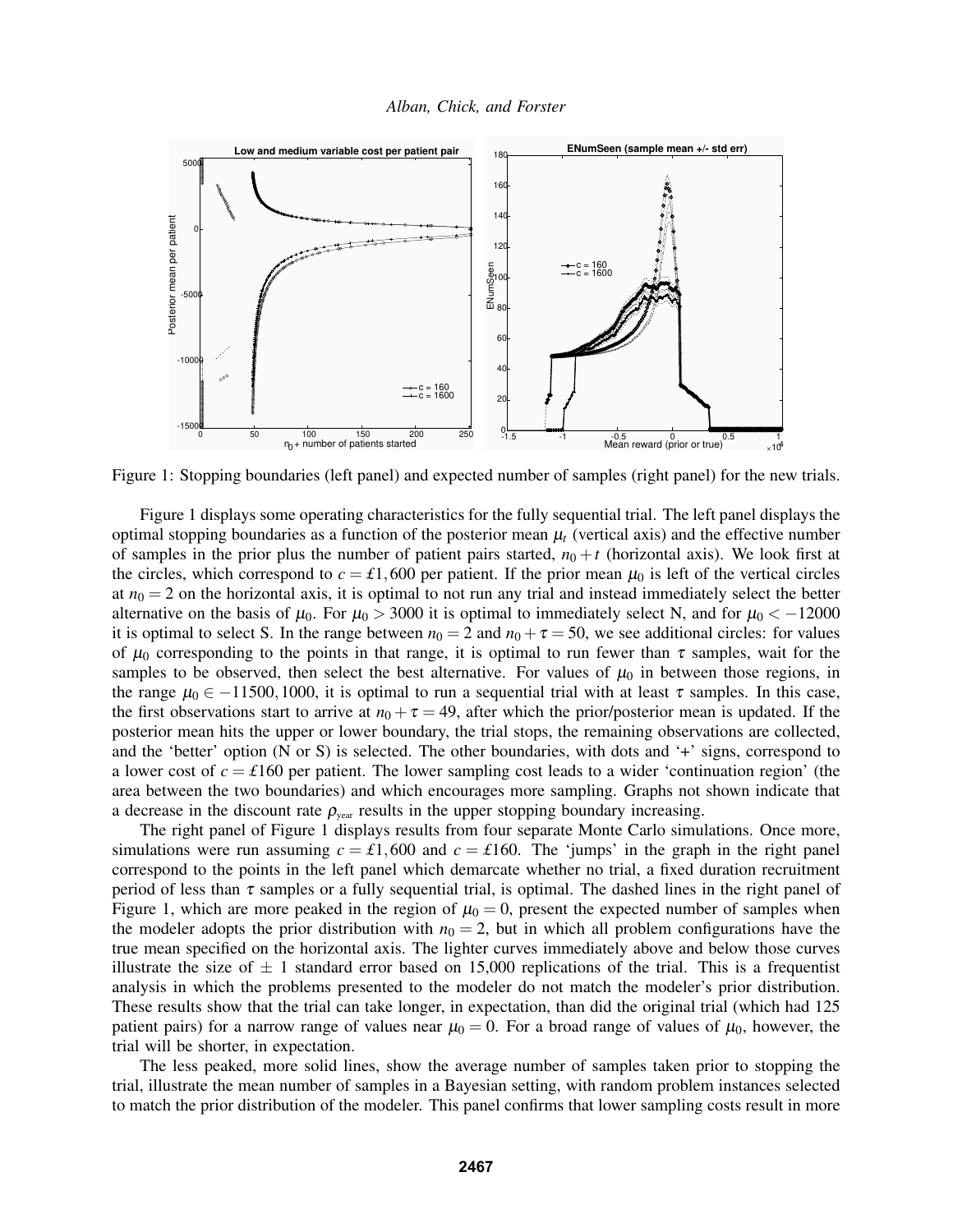Figure 1: Stopping boundaries (left panel) and expected number of samples (right panel) for the new trials.

Figure 1 displays some operating characteristics for the fully sequential trial. The left panel displays the optimal stopping boundaries as a function of the posterior mean $\mu_t$ (vertical axis) and the effective number of samples in the prior plus the number of patient pairs started, $n_0 + t$ (horizontal axis). We look first at the circles, which correspond to $c = £1,600$ per patient. If the prior mean $\mu_0$ is left of the vertical circles at $n_0 = 2$ on the horizontal axis, it is optimal to not run any trial and instead immediately select the better alternative on the basis of $\mu_0$. For $\mu_0 > 3000$ it is optimal to immediately select N, and for $\mu_0 < -12000$ it is optimal to select S. In the range between $n_0 = 2$ and $n_0 + \tau = 50$, we see additional circles: for values of $\mu_0$ corresponding to the points in that range, it is optimal to run fewer than $\tau$ samples, wait for the samples to be observed, then select the best alternative. For values of $\mu_0$ in between those regions, in the range $\mu_0 \in -11500, 1000$, it is optimal to run a sequential trial with at least $\tau$ samples. In this case, the first observations start to arrive at $n_0 + \tau = 49$, after which the prior/posterior mean is updated. If the posterior mean hits the upper or lower boundary, the trial stops, the remaining observations are collected, and the 'better' option (N or S) is selected. The other boundaries, with dots and '+' signs, correspond to a lower cost of $c = £160$ per patient. The lower sampling cost leads to a wider 'continuation region' (the area between the two boundaries) and which encourages more sampling. Graphs not shown indicate that a decrease in the discount rate $\rho_{\text{year}}$ results in the upper stopping boundary increasing.

The right panel of Figure 1 displays results from four separate Monte Carlo simulations. Once more, simulations were run assuming $c = £1,600$ and $c = £160$. The 'jumps' in the graph in the right panel correspond to the points in the left panel which demarcate whether no trial, a fixed duration recruitment period of less than $\tau$ samples or a fully sequential trial, is optimal. The dashed lines in the right panel of Figure 1, which are more peaked in the region of $\mu_0 = 0$, present the expected number of samples when the modeler adopts the prior distribution with $n_0 = 2$, but in which all problem configurations have the true mean specified on the horizontal axis. The lighter curves immediately above and below those curves illustrate the size of $\pm$ 1 standard error based on 15,000 replications of the trial. This is a frequentist analysis in which the problems presented to the modeler do not match the modeler's prior distribution. These results show that the trial can take longer, in expectation, than did the original trial (which had 125 patient pairs) for a narrow range of values near $\mu_0 = 0$. For a broad range of values of $\mu_0$, however, the trial will be shorter, in expectation.

The less peaked, more solid lines, show the average number of samples taken prior to stopping the trial, illustrate the mean number of samples in a Bayesian setting, with random problem instances selected to match the prior distribution of the modeler. This panel confirms that lower sampling costs result in more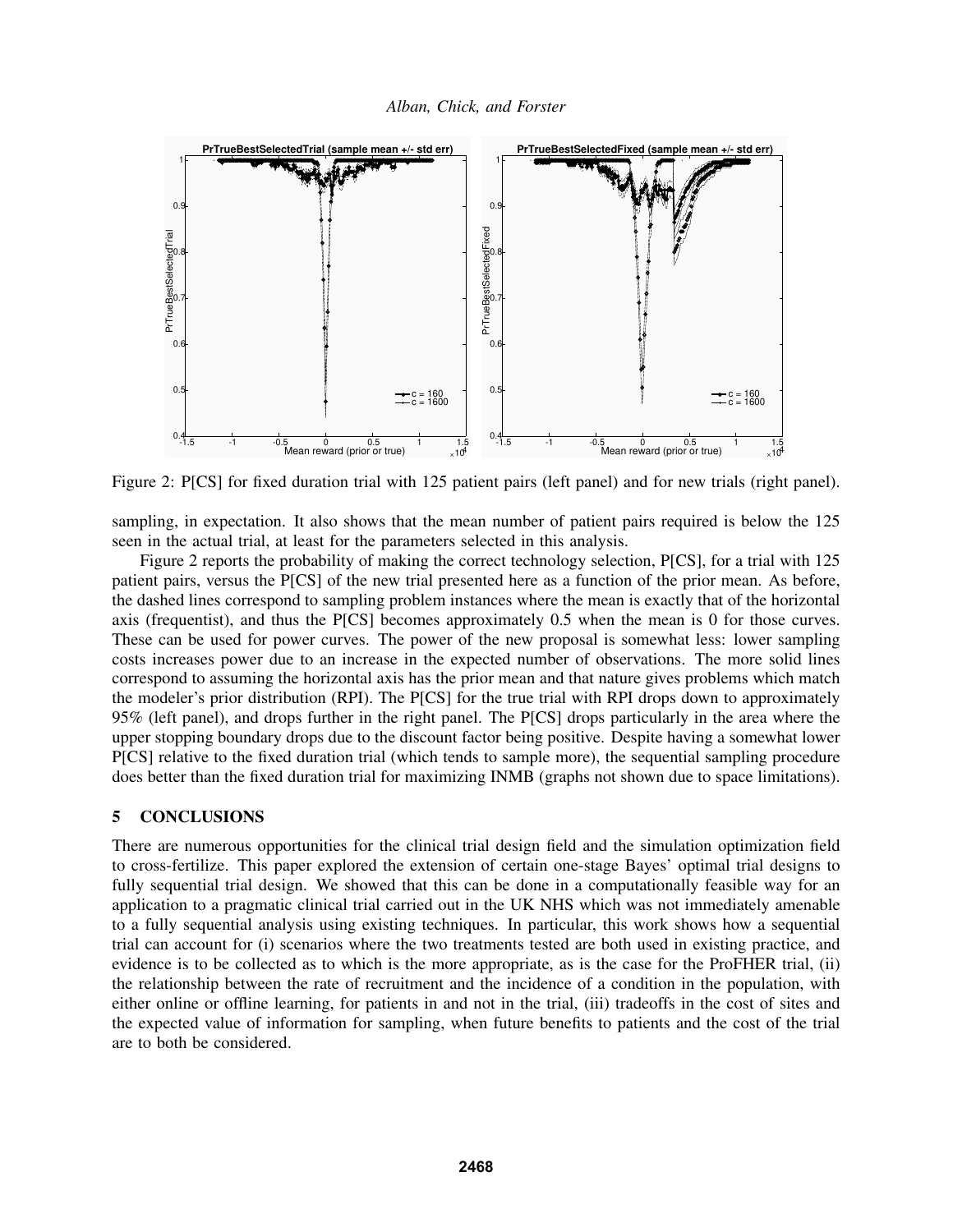Figure 2: P[CS] for fixed duration trial with 125 patient pairs (left panel) and for new trials (right panel).

sampling, in expectation. It also shows that the mean number of patient pairs required is below the 125 seen in the actual trial, at least for the parameters selected in this analysis.

Figure 2 reports the probability of making the correct technology selection, P[CS], for a trial with 125 patient pairs, versus the P[CS] of the new trial presented here as a function of the prior mean. As before, the dashed lines correspond to sampling problem instances where the mean is exactly that of the horizontal axis (frequentist), and thus the P[CS] becomes approximately 0.5 when the mean is 0 for those curves. These can be used for power curves. The power of the new proposal is somewhat less: lower sampling costs increases power due to an increase in the expected number of observations. The more solid lines correspond to assuming the horizontal axis has the prior mean and that nature gives problems which match the modeler's prior distribution (RPI). The P[CS] for the true trial with RPI drops down to approximately 95% (left panel), and drops further in the right panel. The P[CS] drops particularly in the area where the upper stopping boundary drops due to the discount factor being positive. Despite having a somewhat lower P[CS] relative to the fixed duration trial (which tends to sample more), the sequential sampling procedure does better than the fixed duration trial for maximizing INMB (graphs not shown due to space limitations).

## 5 CONCLUSIONS

There are numerous opportunities for the clinical trial design field and the simulation optimization field to cross-fertilize. This paper explored the extension of certain one-stage Bayes' optimal trial designs to fully sequential trial design. We showed that this can be done in a computationally feasible way for an application to a pragmatic clinical trial carried out in the UK NHS which was not immediately amenable to a fully sequential analysis using existing techniques. In particular, this work shows how a sequential trial can account for (i) scenarios where the two treatments tested are both used in existing practice, and evidence is to be collected as to which is the more appropriate, as is the case for the ProFHER trial, (ii) the relationship between the rate of recruitment and the incidence of a condition in the population, with either online or offline learning, for patients in and not in the trial, (iii) tradeoffs in the cost of sites and the expected value of information for sampling, when future benefits to patients and the cost of the trial are to both be considered.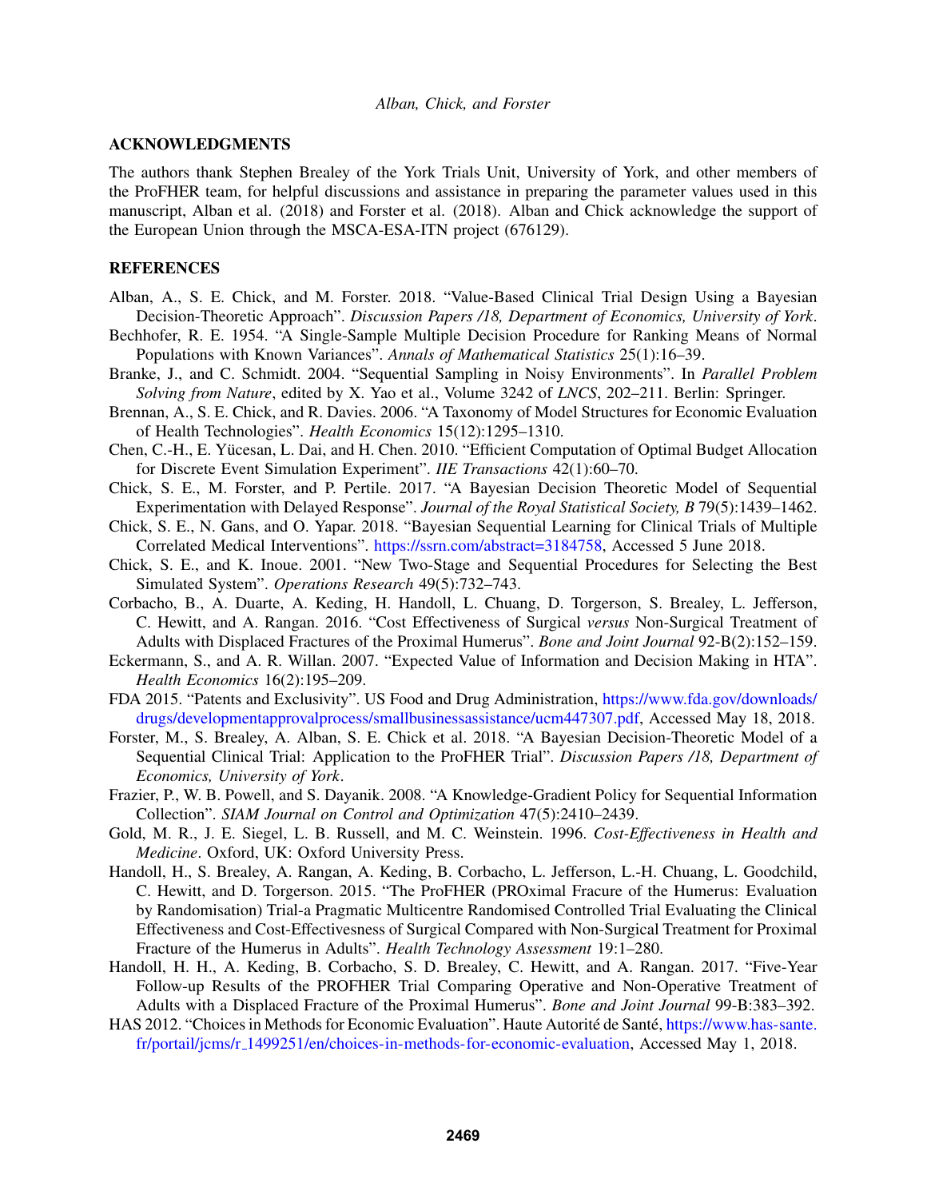## ACKNOWLEDGMENTS

The authors thank Stephen Brealey of the York Trials Unit, University of York, and other members of the ProFHER team, for helpful discussions and assistance in preparing the parameter values used in this manuscript, Alban et al. (2018) and Forster et al. (2018). Alban and Chick acknowledge the support of the European Union through the MSCA-ESA-ITN project (676129).

## REFERENCES

Alban, A., S. E. Chick, and M. Forster. 2018. "Value-Based Clinical Trial Design Using a Bayesian Decision-Theoretic Approach". *Discussion Papers /18, Department of Economics, University of York*.

Bechhofer, R. E. 1954. "A Single-Sample Multiple Decision Procedure for Ranking Means of Normal Populations with Known Variances". *Annals of Mathematical Statistics* 25(1):16–39.

Branke, J., and C. Schmidt. 2004. "Sequential Sampling in Noisy Environments". In *Parallel Problem Solving from Nature*, edited by X. Yao et al., Volume 3242 of *LNCS*, 202–211. Berlin: Springer.

Brennan, A., S. E. Chick, and R. Davies. 2006. "A Taxonomy of Model Structures for Economic Evaluation of Health Technologies". *Health Economics* 15(12):1295–1310.

Chen, C.-H., E. Yücesan, L. Dai, and H. Chen. 2010. "Efficient Computation of Optimal Budget Allocation for Discrete Event Simulation Experiment". *IIE Transactions* 42(1):60–70.

Chick, S. E., M. Forster, and P. Pertile. 2017. "A Bayesian Decision Theoretic Model of Sequential Experimentation with Delayed Response". *Journal of the Royal Statistical Society, B* 79(5):1439–1462.

Chick, S. E., N. Gans, and O. Yapar. 2018. "Bayesian Sequential Learning for Clinical Trials of Multiple Correlated Medical Interventions". https://ssrn.com/abstract=3184758, Accessed 5 June 2018.

Chick, S. E., and K. Inoue. 2001. "New Two-Stage and Sequential Procedures for Selecting the Best Simulated System". *Operations Research* 49(5):732–743.

Corbacho, B., A. Duarte, A. Keding, H. Handoll, L. Chuang, D. Torgerson, S. Brealey, L. Jefferson, C. Hewitt, and A. Rangan. 2016. "Cost Effectiveness of Surgical *versus* Non-Surgical Treatment of Adults with Displaced Fractures of the Proximal Humerus". *Bone and Joint Journal* 92-B(2):152–159.

Eckermann, S., and A. R. Willan. 2007. "Expected Value of Information and Decision Making in HTA". *Health Economics* 16(2):195–209.

FDA 2015. "Patents and Exclusivity". US Food and Drug Administration, https://www.fda.gov/downloads/drugs/developmentapprovalprocess/smallbusinessassistance/ucm447307.pdf, Accessed May 18, 2018.

Forster, M., S. Brealey, A. Alban, S. E. Chick et al. 2018. "A Bayesian Decision-Theoretic Model of a Sequential Clinical Trial: Application to the ProFHER Trial". *Discussion Papers /18, Department of Economics, University of York*.

Frazier, P., W. B. Powell, and S. Dayanik. 2008. "A Knowledge-Gradient Policy for Sequential Information Collection". *SIAM Journal on Control and Optimization* 47(5):2410–2439.

Gold, M. R., J. E. Siegel, L. B. Russell, and M. C. Weinstein. 1996. *Cost-Effectiveness in Health and Medicine*. Oxford, UK: Oxford University Press.

Handoll, H., S. Brealey, A. Rangan, A. Keding, B. Corbacho, L. Jefferson, L.-H. Chuang, L. Goodchild, C. Hewitt, and D. Torgerson. 2015. "The ProFHER (PROximal Fracure of the Humerus: Evaluation by Randomisation) Trial-a Pragmatic Multicentre Randomised Controlled Trial Evaluating the Clinical Effectiveness and Cost-Effectivesness of Surgical Compared with Non-Surgical Treatment for Proximal Fracture of the Humerus in Adults". *Health Technology Assessment* 19:1–280.

Handoll, H. H., A. Keding, B. Corbacho, S. D. Brealey, C. Hewitt, and A. Rangan. 2017. "Five-Year Follow-up Results of the PROFHER Trial Comparing Operative and Non-Operative Treatment of Adults with a Displaced Fracture of the Proximal Humerus". *Bone and Joint Journal* 99-B:383–392.

HAS 2012. "Choices in Methods for Economic Evaluation". Haute Autorité de Santé, https://www.has-sante.fr/portail/jcms/r_1499251/en/choices-in-methods-for-economic-evaluation, Accessed May 1, 2018.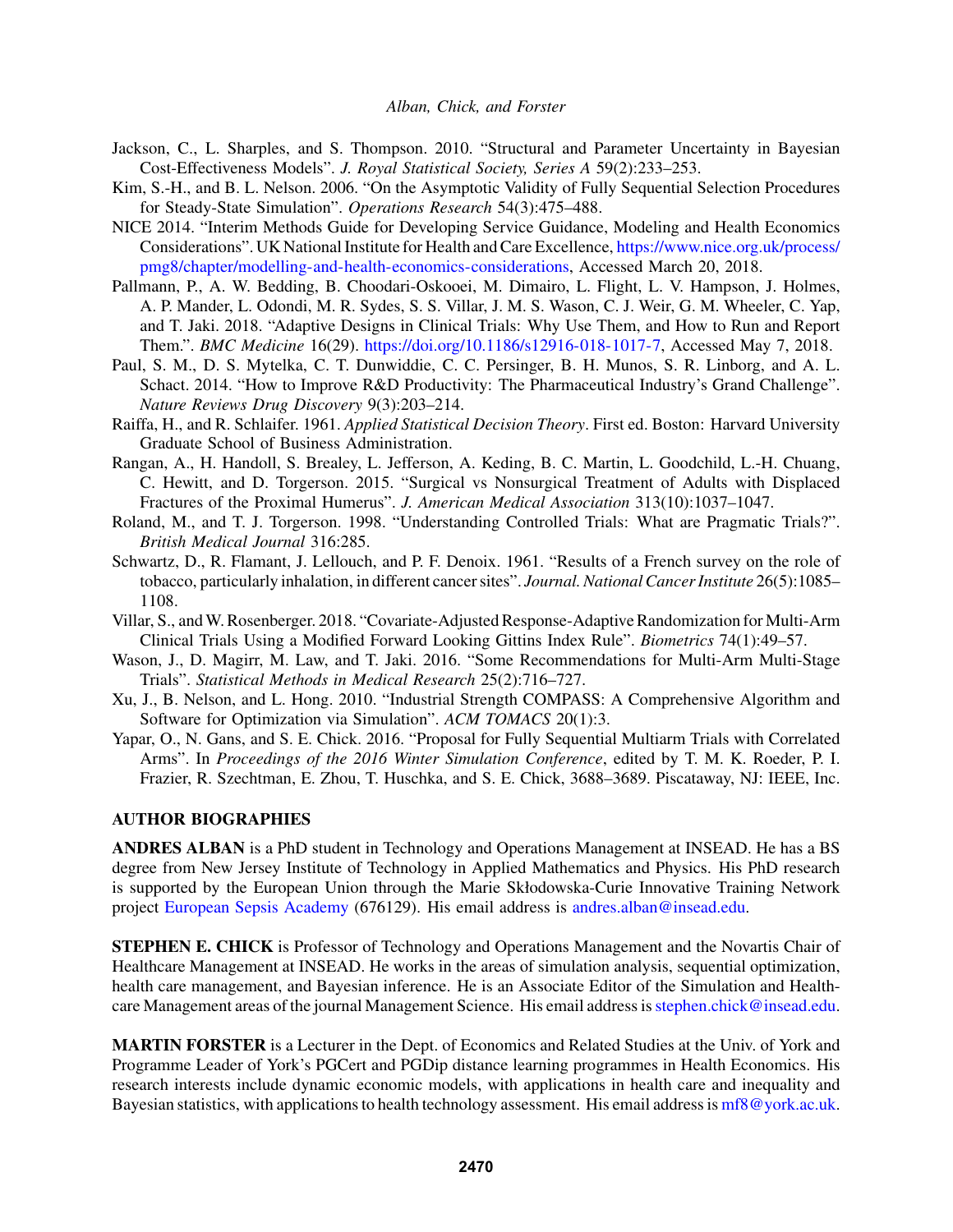Jackson, C., L. Sharples, and S. Thompson. 2010. "Structural and Parameter Uncertainty in Bayesian Cost-Effectiveness Models". *J. Royal Statistical Society, Series A* 59(2):233–253.

Kim, S.-H., and B. L. Nelson. 2006. "On the Asymptotic Validity of Fully Sequential Selection Procedures for Steady-State Simulation". *Operations Research* 54(3):475–488.

NICE 2014. "Interim Methods Guide for Developing Service Guidance, Modeling and Health Economics Considerations". UK National Institute for Health and Care Excellence, https://www.nice.org.uk/process/pmg8/chapter/modelling-and-health-economics-considerations, Accessed March 20, 2018.

Pallmann, P., A. W. Bedding, B. Choodari-Oskooei, M. Dimairo, L. Flight, L. V. Hampson, J. Holmes, A. P. Mander, L. Odondi, M. R. Sydes, S. S. Villar, J. M. S. Wason, C. J. Weir, G. M. Wheeler, C. Yap, and T. Jaki. 2018. "Adaptive Designs in Clinical Trials: Why Use Them, and How to Run and Report Them.". *BMC Medicine* 16(29). https://doi.org/10.1186/s12916-018-1017-7, Accessed May 7, 2018.

Paul, S. M., D. S. Mytelka, C. T. Dunwiddie, C. C. Persinger, B. H. Munos, S. R. Linborg, and A. L. Schact. 2014. "How to Improve R&D Productivity: The Pharmaceutical Industry's Grand Challenge". *Nature Reviews Drug Discovery* 9(3):203–214.

Raiffa, H., and R. Schlaifer. 1961. *Applied Statistical Decision Theory*. First ed. Boston: Harvard University Graduate School of Business Administration.

Rangan, A., H. Handoll, S. Brealey, L. Jefferson, A. Keding, B. C. Martin, L. Goodchild, L.-H. Chuang, C. Hewitt, and D. Torgerson. 2015. "Surgical vs Nonsurgical Treatment of Adults with Displaced Fractures of the Proximal Humerus". *J. American Medical Association* 313(10):1037–1047.

Roland, M., and T. J. Torgerson. 1998. "Understanding Controlled Trials: What are Pragmatic Trials?". *British Medical Journal* 316:285.

Schwartz, D., R. Flamant, J. Lellouch, and P. F. Denoix. 1961. "Results of a French survey on the role of tobacco, particularly inhalation, in different cancer sites". *Journal. National Cancer Institute* 26(5):1085–1108.

Villar, S., and W. Rosenberger. 2018. "Covariate-Adjusted Response-Adaptive Randomization for Multi-Arm Clinical Trials Using a Modified Forward Looking Gittins Index Rule". *Biometrics* 74(1):49–57.

Wason, J., D. Magirr, M. Law, and T. Jaki. 2016. "Some Recommendations for Multi-Arm Multi-Stage Trials". *Statistical Methods in Medical Research* 25(2):716–727.

Xu, J., B. Nelson, and L. Hong. 2010. "Industrial Strength COMPASS: A Comprehensive Algorithm and Software for Optimization via Simulation". *ACM TOMACS* 20(1):3.

Yapar, O., N. Gans, and S. E. Chick. 2016. "Proposal for Fully Sequential Multiarm Trials with Correlated Arms". In *Proceedings of the 2016 Winter Simulation Conference*, edited by T. M. K. Roeder, P. I. Frazier, R. Szechtman, E. Zhou, T. Huschka, and S. E. Chick, 3688–3689. Piscataway, NJ: IEEE, Inc.

## AUTHOR BIOGRAPHIES

**ANDRES ALBAN** is a PhD student in Technology and Operations Management at INSEAD. He has a BS degree from New Jersey Institute of Technology in Applied Mathematics and Physics. His PhD research is supported by the European Union through the Marie Skłodowska-Curie Innovative Training Network project European Sepsis Academy (676129). His email address is andres.alban@insead.edu.

**STEPHEN E. CHICK** is Professor of Technology and Operations Management and the Novartis Chair of Healthcare Management at INSEAD. He works in the areas of simulation analysis, sequential optimization, health care management, and Bayesian inference. He is an Associate Editor of the Simulation and Healthcare Management areas of the journal Management Science. His email address is stephen.chick@insead.edu.

**MARTIN FORSTER** is a Lecturer in the Dept. of Economics and Related Studies at the Univ. of York and Programme Leader of York's PGCert and PGDip distance learning programmes in Health Economics. His research interests include dynamic economic models, with applications in health care and inequality and Bayesian statistics, with applications to health technology assessment. His email address is mf8@york.ac.uk.